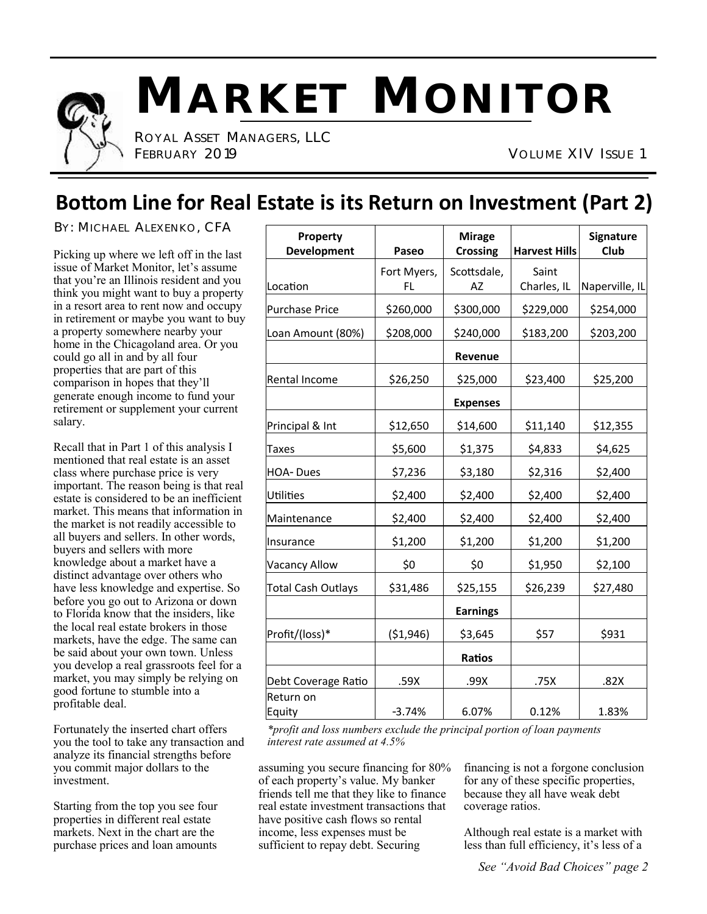// Newsletter masthead — "Volume XIV Issue 1" appears only once (page 1 of 2), so it is kept as document content.
# MARKET MONITOR

ROYAL ASSET MANAGERS, LLC
FEBRUARY 2019 VOLUME XIV ISSUE 1

## Bottom Line for Real Estate is its Return on Investment (Part 2)

BY: MICHAEL ALEXENKO, CFA

Picking up where we left off in the last issue of Market Monitor, let's assume that you're an Illinois resident and you think you might want to buy a property in a resort area to rent now and occupy in retirement or maybe you want to buy a property somewhere nearby your home in the Chicagoland area. Or you could go all in and by all four properties that are part of this comparison in hopes that they'll generate enough income to fund your retirement or supplement your current salary.

Recall that in Part 1 of this analysis I mentioned that real estate is an asset class where purchase price is very important. The reason being is that real estate is considered to be an inefficient market. This means that information in the market is not readily accessible to all buyers and sellers. In other words, buyers and sellers with more knowledge about a market have a distinct advantage over others who have less knowledge and expertise. So before you go out to Arizona or down to Florida know that the insiders, like the local real estate brokers in those markets, have the edge. The same can be said about your own town. Unless you develop a real grassroots feel for a market, you may simply be relying on good fortune to stumble into a profitable deal.

Fortunately the inserted chart offers you the tool to take any transaction and analyze its financial strengths before you commit major dollars to the investment.

Starting from the top you see four properties in different real estate markets. Next in the chart are the purchase prices and loan amounts assuming you secure financing for 80% of each property's value. My banker friends tell me that they like to finance real estate investment transactions that have positive cash flows so rental income, less expenses must be sufficient to repay debt. Securing financing is not a forgone conclusion for any of these specific properties, because they all have weak debt coverage ratios.

| Property Development | Paseo | Mirage Crossing | Harvest Hills | Signature Club |
|---|---|---|---|---|
| Location | Fort Myers, FL | Scottsdale, AZ | Saint Charles, IL | Naperville, IL |
| Purchase Price | $260,000 | $300,000 | $229,000 | $254,000 |
| Loan Amount (80%) | $208,000 | $240,000 | $183,200 | $203,200 |
| | | **Revenue** | | |
| Rental Income | $26,250 | $25,000 | $23,400 | $25,200 |
| | | **Expenses** | | |
| Principal & Int | $12,650 | $14,600 | $11,140 | $12,355 |
| Taxes | $5,600 | $1,375 | $4,833 | $4,625 |
| HOA- Dues | $7,236 | $3,180 | $2,316 | $2,400 |
| Utilities | $2,400 | $2,400 | $2,400 | $2,400 |
| Maintenance | $2,400 | $2,400 | $2,400 | $2,400 |
| Insurance | $1,200 | $1,200 | $1,200 | $1,200 |
| Vacancy Allow | $0 | $0 | $1,950 | $2,100 |
| Total Cash Outlays | $31,486 | $25,155 | $26,239 | $27,480 |
| | | **Earnings** | | |
| Profit/(loss)* | ($1,946) | $3,645 | $57 | $931 |
| | | **Ratios** | | |
| Debt Coverage Ratio | .59X | .99X | .75X | .82X |
| Return on Equity | -3.74% | 6.07% | 0.12% | 1.83% |

*\*profit and loss numbers exclude the principal portion of loan payments interest rate assumed at 4.5%*

Although real estate is a market with less than full efficiency, it's less of a

*See "Avoid Bad Choices" page 2*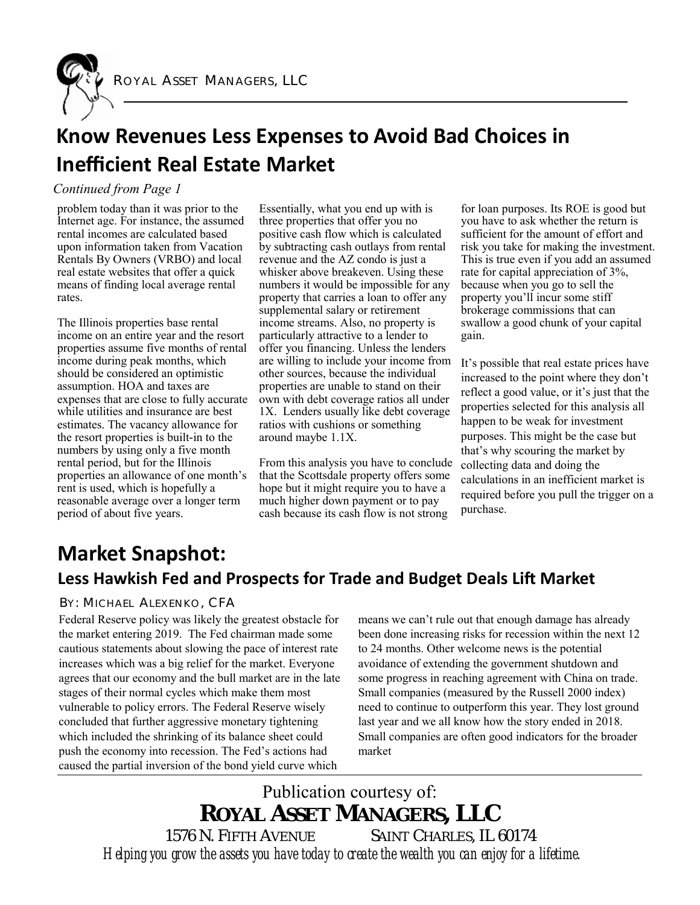# Know Revenues Less Expenses to Avoid Bad Choices in Inefficient Real Estate Market

*Continued from Page 1*

problem today than it was prior to the Internet age. For instance, the assumed rental incomes are calculated based upon information taken from Vacation Rentals By Owners (VRBO) and local real estate websites that offer a quick means of finding local average rental rates.

The Illinois properties base rental income on an entire year and the resort properties assume five months of rental income during peak months, which should be considered an optimistic assumption. HOA and taxes are expenses that are close to fully accurate while utilities and insurance are best estimates. The vacancy allowance for the resort properties is built-in to the numbers by using only a five month rental period, but for the Illinois properties an allowance of one month's rent is used, which is hopefully a reasonable average over a longer term period of about five years.

Essentially, what you end up with is three properties that offer you no positive cash flow which is calculated by subtracting cash outlays from rental revenue and the AZ condo is just a whisker above breakeven. Using these numbers it would be impossible for any property that carries a loan to offer any supplemental salary or retirement income streams. Also, no property is particularly attractive to a lender to offer you financing. Unless the lenders are willing to include your income from other sources, because the individual properties are unable to stand on their own with debt coverage ratios all under 1X. Lenders usually like debt coverage ratios with cushions or something around maybe 1.1X.

From this analysis you have to conclude that the Scottsdale property offers some hope but it might require you to have a much higher down payment or to pay cash because its cash flow is not strong for loan purposes. Its ROE is good but you have to ask whether the return is sufficient for the amount of effort and risk you take for making the investment. This is true even if you add an assumed rate for capital appreciation of 3%, because when you go to sell the property you'll incur some stiff brokerage commissions that can swallow a good chunk of your capital gain.

It's possible that real estate prices have increased to the point where they don't reflect a good value, or it's just that the properties selected for this analysis all happen to be weak for investment purposes. This might be the case but that's why scouring the market by collecting data and doing the calculations in an inefficient market is required before you pull the trigger on a purchase.

# Market Snapshot:

## Less Hawkish Fed and Prospects for Trade and Budget Deals Lift Market

BY: MICHAEL ALEXENKO, CFA

Federal Reserve policy was likely the greatest obstacle for the market entering 2019. The Fed chairman made some cautious statements about slowing the pace of interest rate increases which was a big relief for the market. Everyone agrees that our economy and the bull market are in the late stages of their normal cycles which make them most vulnerable to policy errors. The Federal Reserve wisely concluded that further aggressive monetary tightening which included the shrinking of its balance sheet could push the economy into recession. The Fed's actions had caused the partial inversion of the bond yield curve which means we can't rule out that enough damage has already been done increasing risks for recession within the next 12 to 24 months. Other welcome news is the potential avoidance of extending the government shutdown and some progress in reaching agreement with China on trade. Small companies (measured by the Russell 2000 index) need to continue to outperform this year. They lost ground last year and we all know how the story ended in 2018. Small companies are often good indicators for the broader market

Publication courtesy of:

**ROYAL ASSET MANAGERS, LLC**

1576 N. FIFTH AVENUE SAINT CHARLES, IL 60174

*Helping you grow the assets you have today to create the wealth you can enjoy for a lifetime.*